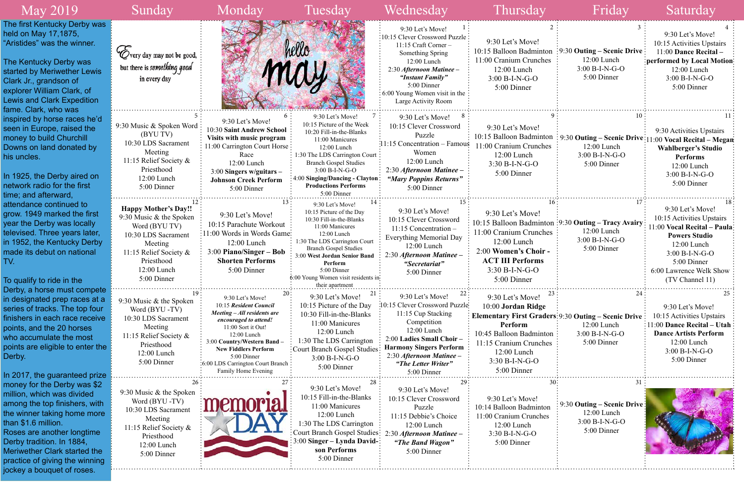# May 2019

The first Kentucky Derby was held on May 17,1875, "Aristides" was the winner.

The Kentucky Derby was started by Meriwether Lewis Clark Jr., grandson of explorer William Clark, of Lewis and Clark Expedition fame. Clark, who was inspired by horse races he'd seen in Europe, raised the money to build Churchill Downs on land donated by his uncles.

In 1925, the Derby aired on network radio for the first time; and afterward, attendance continued to grow. 1949 marked the first year the Derby was locally televised. Three years later, in 1952, the Kentucky Derby made its debut on national TV.

To qualify to ride in the Derby, a horse must compete in designated prep races at a series of tracks. The top four finishers in each race receive points, and the 20 horses who accumulate the most points are eligible to enter the Derby.

In 2017, the guaranteed prize money for the Derby was $2 million, which was divided among the top finishers, with the winner taking home more than $1.6 million.

Roses are another longtime Derby tradition. In 1884, Meriwether Clark started the practice of giving the winning jockey a bouquet of roses.

| Sunday | Monday | Tuesday | Wednesday | Thursday | Friday | Saturday |
|---|---|---|---|---|---|---|
| Every day may not be good, but there is *something good* in every day | hello may | | **1** 9:30 Let's Move! 10:15 Clever Crossword Puzzle 11:15 Craft Corner – Something Spring 12:00 Lunch 2:30 ***Afternoon Matinee – "Instant Family"*** 5:00 Dinner 6:00 Young Women visit in the Large Activity Room | **2** 9:30 Let's Move! 10:15 Balloon Badminton 11:00 Cranium Crunches 12:00 Lunch 3:00 B-I-N-G-O 5:00 Dinner | **3** 9:30 **Outing – Scenic Drive** 12:00 Lunch 3:00 B-I-N-G-O 5:00 Dinner | **4** 9:30 Let's Move! 10:15 Activities Upstairs 11:00 **Dance Recital – performed by Local Motion** 12:00 Lunch 3:00 B-I-N-G-O 5:00 Dinner |
| **5** 9:30 Music & Spoken Word (BYU TV) 10:30 LDS Sacrament Meeting 11:15 Relief Society & Priesthood 12:00 Lunch 5:00 Dinner | **6** 9:30 Let's Move! 10:30 **Saint Andrew School Visits with music program** 11:00 Carrington Court Horse Race 12:00 Lunch 3:00 **Singers w/guitars – Johnson Creek Perform** 5:00 Dinner | **7** 9:30 Let's Move! 10:15 Picture of the Week 10:20 Fill-in-the-Blanks 11:00 Manicures 12:00 Lunch 1:30 The LDS Carrington Court Branch Gospel Studies 3:00 B-I-N-G-O 4:00 **Singing/Dancing - Clayton Productions Performs** 5:00 Dinner | **8** 9:30 Let's Move! 10:15 Clever Crossword Puzzle 11:15 Concentration – Famous Women 12:00 Lunch 2:30 ***Afternoon Matinee – "Mary Poppins Returns"*** 5:00 Dinner | **9** 9:30 Let's Move! 10:15 Balloon Badminton 11:00 Cranium Crunches 12:00 Lunch 3:30 B-I-N-G-O 5:00 Dinner | **10** 9:30 **Outing – Scenic Drive** 12:00 Lunch 3:00 B-I-N-G-O 5:00 Dinner | **11** 9:30 Activities Upstairs 11:00 **Vocal Recital – Megan Wahlberger's Studio Performs** 12:00 Lunch 3:00 B-I-N-G-O 5:00 Dinner |
| **12** **Happy Mother's Day!!** 9:30 Music & the Spoken Word (BYU TV) 10:30 LDS Sacrament Meeting 11:15 Relief Society & Priesthood 12:00 Lunch 5:00 Dinner | **13** 9:30 Let's Move! 10:15 Parachute Workout 11:00 Words in Words Game 12:00 Lunch 3:00 **Piano/Singer – Bob Shorten Performs** 5:00 Dinner | **14** 9:30 Let's Move! 10:15 Picture of the Day 10:30 Fill-in-the-Blanks 11:00 Manicures 12:00 Lunch 1:30 The LDS Carrington Court Branch Gospel Studies 3:00 **West Jordan Senior Band Perform** 5:00 Dinner 6:00 Young Women visit residents in their apartment | **15** 9:30 Let's Move! 10:15 Clever Crossword 11:15 Concentration – Everything Memorial Day 12:00 Lunch 2:30 ***Afternoon Matinee – "Secretariat"*** 5:00 Dinner | **16** 9:30 Let's Move! 10:15 Balloon Badminton 11:00 Cranium Crunches 12:00 Lunch 2:00 **Women's Choir - ACT III Performs** 3:30 B-I-N-G-O 5:00 Dinner | **17** 9:30 **Outing – Tracy Avairy** 12:00 Lunch 3:00 B-I-N-G-O 5:00 Dinner | **18** 9:30 Let's Move! 10:15 Activities Upstairs 11:00 **Vocal Recital – Paula Powers Studio** 12:00 Lunch 3:00 B-I-N-G-O 5:00 Dinner 6:00 Lawrence Welk Show (TV Channel 11) |
| **19** 9:30 Music & the Spoken Word (BYU -TV) 10:30 LDS Sacrament Meeting 11:15 Relief Society & Priesthood 12:00 Lunch 5:00 Dinner | **20** 9:30 Let's Move! 10:15 ***Resident Council Meeting – All residents are encouraged to attend!*** 11:00 Sort it Out! 12:00 Lunch 3:00 **Country/Western Band – New Fiddlers Perform** 5:00 Dinner 6:00 LDS Carrington Court Branch Family Home Evening | **21** 9:30 Let's Move! 10:15 Picture of the Day 10:30 Fill-in-the-Blanks 11:00 Manicures 12:00 Lunch 1:30 The LDS Carrington Court Branch Gospel Studies 3:00 B-I-N-G-O 5:00 Dinner | **22** 9:30 Let's Move! 10:15 Clever Crossword Puzzle 11:15 Cup Stacking Competition 12:00 Lunch 2:00 **Ladies Small Choir – Harmony Singers Perform** 2:30 ***Afternoon Matinee – "The Letter Writer"*** 5:00 Dinner | **23** 9:30 Let's Move! 10:00 **Jordan Ridge Elementary First Graders Perform** 10:45 Balloon Badminton 11:15 Cranium Crunches 12:00 Lunch 3:30 B-I-N-G-O 5:00 Dinner | **24** 9:30 **Outing – Scenic Drive** 12:00 Lunch 3:00 B-I-N-G-O 5:00 Dinner | **25** 9:30 Let's Move! 10:15 Activities Upstairs 11:00 **Dance Recital – Utah Dance Artists Perform** 12:00 Lunch 3:00 B-I-N-G-O 5:00 Dinner |
| **26** 9:30 Music & the Spoken Word (BYU -TV) 10:30 LDS Sacrament Meeting 11:15 Relief Society & Priesthood 12:00 Lunch 5:00 Dinner | **27** memorial DAY | **28** 9:30 Let's Move! 10:15 Fill-in-the-Blanks 11:00 Manicures 12:00 Lunch 1:30 The LDS Carrington Court Branch Gospel Studies 3:00 **Singer – Lynda Davidson Performs** 5:00 Dinner | **29** 9:30 Let's Move! 10:15 Clever Crossword Puzzle 11:15 Debbie's Choice 12:00 Lunch 2:30 ***Afternoon Matinee – "The Band Wagon"*** 5:00 Dinner | **30** 9:30 Let's Move! 10:14 Balloon Badminton 11:00 Cranium Crunches 12:00 Lunch 3:30 B-I-N-G-O 5:00 Dinner | **31** 9:30 **Outing – Scenic Drive** 12:00 Lunch 3:00 B-I-N-G-O 5:00 Dinner | |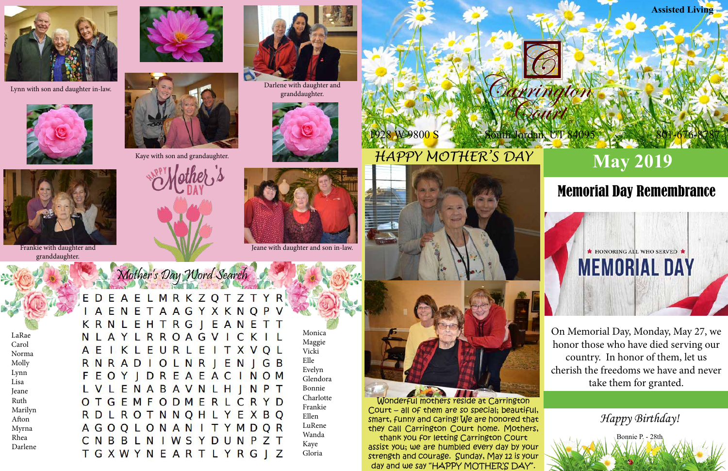Lynn with son and daughter in-law.

Kaye with son and grandaughter.

Darlene with daughter and granddaughter.

Frankie with daughter and granddaughter.

Jeane with daughter and son in-law.

## Mother's Day Word Search

```
E D E A E L M R K Z Q T Z T Y R
I A E N E T A A G Y X K N Q P V
K R N L E H T R G J E A N E T T
N L A Y L R R O A G V I C K I L
A E I K L E U R L E I T X V Q L
R N R A D I O L N R J E N J G B
F E O Y J D R E A E A C I N O M
L V L E N A B A V N L H J N P T
O T G E M F O D M E R L C R Y D
R D L R O T N N Q H L Y E X B Q
A G O Q L O N A N I T Y M D Q R
C N B B L N I W S Y D U N P Z T
T G X W Y N E A R T L Y R G J Z
```

- LaRae
- Carol
- Norma
- Molly
- Lynn
- Lisa
- Jeane
- Ruth
- Marilyn
- Afton
- Myrna
- Rhea
- Darlene

- Monica
- Maggie
- Vicki
- Elle
- Evelyn
- Glendora
- Bonnie
- Charlotte
- Frankie
- Ellen
- LuRene
- Wanda
- Kaye
- Gloria

Assisted Living

Carrington Court

1928 W 9800 S South Jordan, UT 84095 801-676-8787

## HAPPY MOTHER'S DAY

Wonderful mothers reside at Carrington Court – all of them are so special; beautiful, smart, funny and caring! We are honored that they call Carrington Court home. Mothers, thank you for letting Carrington Court assist you; we are humbled every day by your strength and courage. Sunday, May 12 is your day and we say "HAPPY MOTHER'S DAY".

# May 2019

## Memorial Day Remembrance

★ HONORING ALL WHO SERVED ★

MEMORIAL DAY

On Memorial Day, Monday, May 27, we honor those who have died serving our country. In honor of them, let us cherish the freedoms we have and never take them for granted.

### *Happy Birthday!*

Bonnie P. - 28th